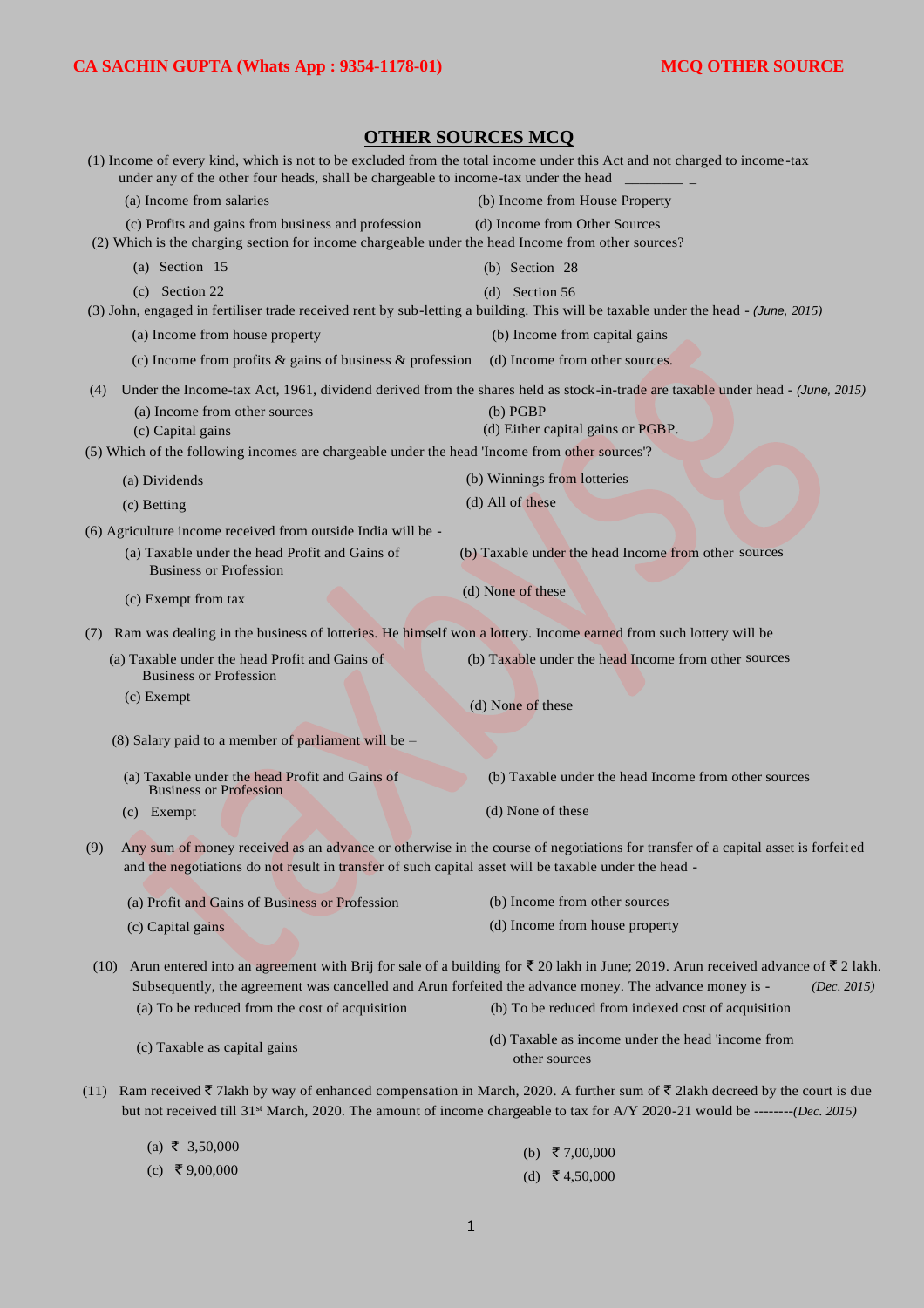## OTHER SOURCES MCQ

(1) Income of every kind, which is not to be excluded from the total income under this Act and not charged to income-tax under any of the other four heads, shall be chargeable to income-tax under the head ________ _

(a) Income from salaries
(b) Income from House Property
(c) Profits and gains from business and profession
(d) Income from Other Sources

(2) Which is the charging section for income chargeable under the head Income from other sources?

(a) Section 15
(b) Section 28
(c) Section 22
(d) Section 56

(3) John, engaged in fertiliser trade received rent by sub-letting a building. This will be taxable under the head - *(June, 2015)*

(a) Income from house property
(b) Income from capital gains
(c) Income from profits & gains of business & profession
(d) Income from other sources.

(4) Under the Income-tax Act, 1961, dividend derived from the shares held as stock-in-trade are taxable under head - *(June, 2015)*

(a) Income from other sources
(b) PGBP
(c) Capital gains
(d) Either capital gains or PGBP.

(5) Which of the following incomes are chargeable under the head 'Income from other sources'?

(a) Dividends
(b) Winnings from lotteries
(c) Betting
(d) All of these

(6) Agriculture income received from outside India will be -

(a) Taxable under the head Profit and Gains of Business or Profession
(b) Taxable under the head Income from other sources
(c) Exempt from tax
(d) None of these

(7) Ram was dealing in the business of lotteries. He himself won a lottery. Income earned from such lottery will be

(a) Taxable under the head Profit and Gains of Business or Profession
(b) Taxable under the head Income from other sources
(c) Exempt
(d) None of these

(8) Salary paid to a member of parliament will be –

(a) Taxable under the head Profit and Gains of Business or Profession
(b) Taxable under the head Income from other sources
(c) Exempt
(d) None of these

(9) Any sum of money received as an advance or otherwise in the course of negotiations for transfer of a capital asset is forfeited and the negotiations do not result in transfer of such capital asset will be taxable under the head -

(a) Profit and Gains of Business or Profession
(b) Income from other sources
(c) Capital gains
(d) Income from house property

(10) Arun entered into an agreement with Brij for sale of a building for ₹ 20 lakh in June; 2019. Arun received advance of ₹ 2 lakh. Subsequently, the agreement was cancelled and Arun forfeited the advance money. The advance money is - *(Dec. 2015)*

(a) To be reduced from the cost of acquisition
(b) To be reduced from indexed cost of acquisition
(c) Taxable as capital gains
(d) Taxable as income under the head 'income from other sources

(11) Ram received ₹ 7lakh by way of enhanced compensation in March, 2020. A further sum of ₹ 2lakh decreed by the court is due but not received till 31st March, 2020. The amount of income chargeable to tax for A/Y 2020-21 would be --------*(Dec. 2015)*

(a) ₹ 3,50,000
(b) ₹ 7,00,000
(c) ₹ 9,00,000
(d) ₹ 4,50,000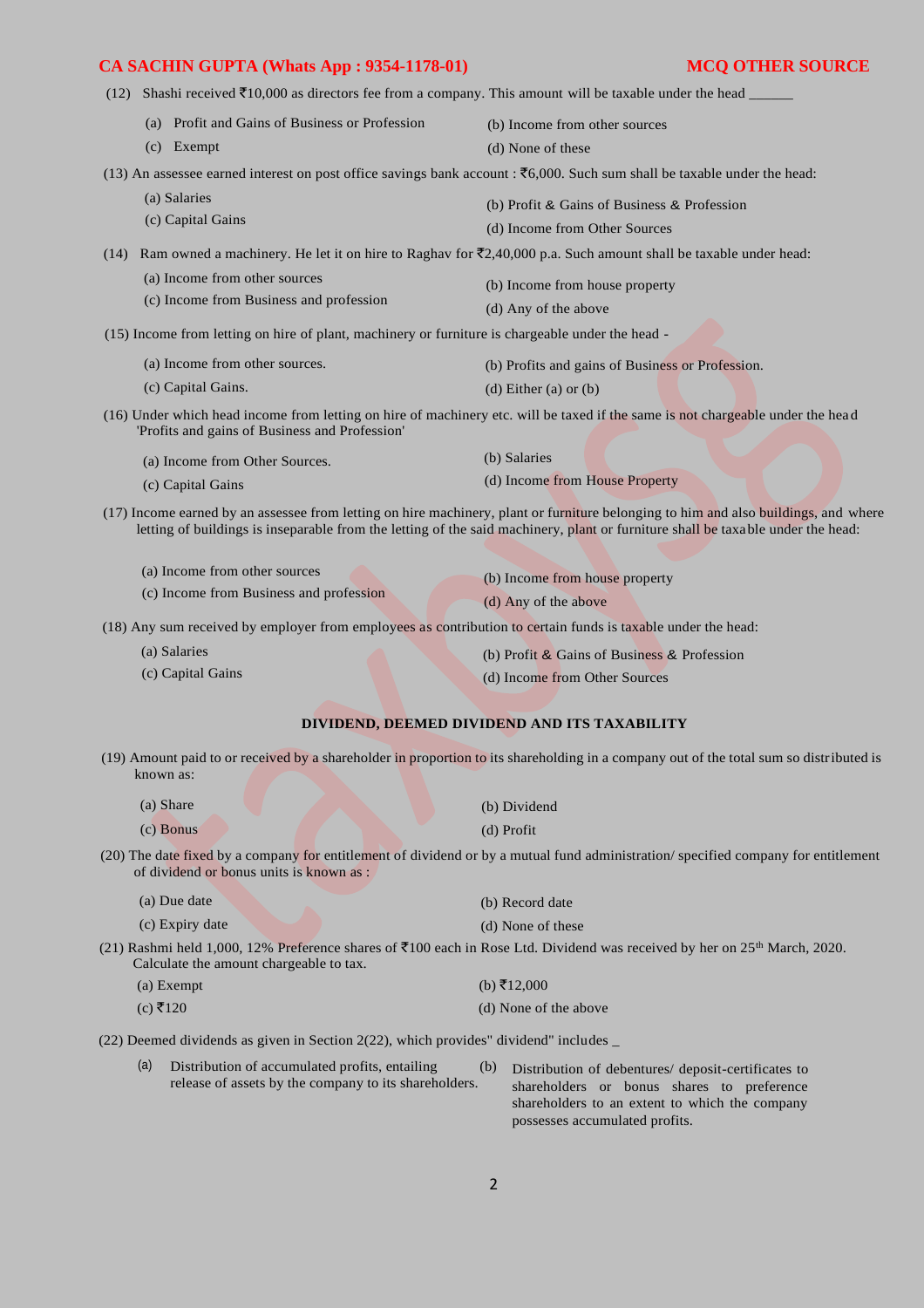(12) Shashi received ₹10,000 as directors fee from a company. This amount will be taxable under the head ______

(a) Profit and Gains of Business or Profession
(b) Income from other sources
(c) Exempt
(d) None of these

(13) An assessee earned interest on post office savings bank account : ₹6,000. Such sum shall be taxable under the head:

(a) Salaries
(b) Profit & Gains of Business & Profession
(c) Capital Gains
(d) Income from Other Sources

(14) Ram owned a machinery. He let it on hire to Raghav for ₹2,40,000 p.a. Such amount shall be taxable under head:

(a) Income from other sources
(b) Income from house property
(c) Income from Business and profession
(d) Any of the above

(15) Income from letting on hire of plant, machinery or furniture is chargeable under the head -

(a) Income from other sources.
(b) Profits and gains of Business or Profession.
(c) Capital Gains.
(d) Either (a) or (b)

(16) Under which head income from letting on hire of machinery etc. will be taxed if the same is not chargeable under the head 'Profits and gains of Business and Profession'

(a) Income from Other Sources.
(b) Salaries
(c) Capital Gains
(d) Income from House Property

(17) Income earned by an assessee from letting on hire machinery, plant or furniture belonging to him and also buildings, and where letting of buildings is inseparable from the letting of the said machinery, plant or furniture shall be taxable under the head:

(a) Income from other sources
(b) Income from house property
(c) Income from Business and profession
(d) Any of the above

(18) Any sum received by employer from employees as contribution to certain funds is taxable under the head:

(a) Salaries
(b) Profit & Gains of Business & Profession
(c) Capital Gains
(d) Income from Other Sources

## DIVIDEND, DEEMED DIVIDEND AND ITS TAXABILITY

(19) Amount paid to or received by a shareholder in proportion to its shareholding in a company out of the total sum so distributed is known as:

(a) Share
(b) Dividend
(c) Bonus
(d) Profit

(20) The date fixed by a company for entitlement of dividend or by a mutual fund administration/ specified company for entitlement of dividend or bonus units is known as :

(a) Due date
(b) Record date
(c) Expiry date
(d) None of these

(21) Rashmi held 1,000, 12% Preference shares of ₹100 each in Rose Ltd. Dividend was received by her on 25th March, 2020. Calculate the amount chargeable to tax.

(a) Exempt
(b) ₹12,000
(c) ₹120
(d) None of the above

(22) Deemed dividends as given in Section 2(22), which provides" dividend" includes _

(a) Distribution of accumulated profits, entailing release of assets by the company to its shareholders.
(b) Distribution of debentures/ deposit-certificates to shareholders or bonus shares to preference shareholders to an extent to which the company possesses accumulated profits.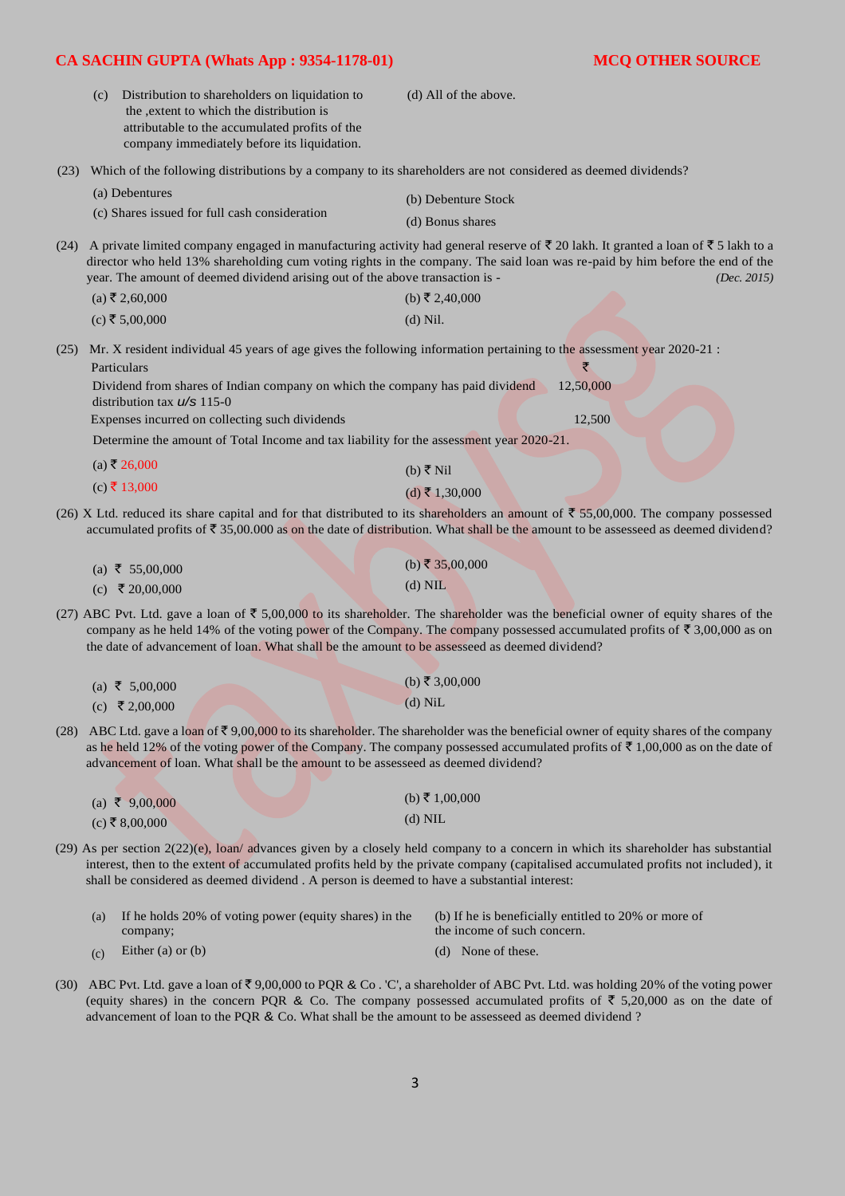(c) Distribution to shareholders on liquidation to the ,extent to which the distribution is attributable to the accumulated profits of the company immediately before its liquidation.

(d) All of the above.

(23) Which of the following distributions by a company to its shareholders are not considered as deemed dividends?

(a) Debentures
(b) Debenture Stock
(c) Shares issued for full cash consideration
(d) Bonus shares

(24) A private limited company engaged in manufacturing activity had general reserve of ₹ 20 lakh. It granted a loan of ₹ 5 lakh to a director who held 13% shareholding cum voting rights in the company. The said loan was re-paid by him before the end of the year. The amount of deemed dividend arising out of the above transaction is - *(Dec. 2015)*

(a) ₹ 2,60,000
(b) ₹ 2,40,000
(c) ₹ 5,00,000
(d) Nil.

(25) Mr. X resident individual 45 years of age gives the following information pertaining to the assessment year 2020-21 :

| Particulars | ₹ |
|---|---|
| Dividend from shares of Indian company on which the company has paid dividend distribution tax *u/s* 115-0 | 12,50,000 |
| Expenses incurred on collecting such dividends | 12,500 |

Determine the amount of Total Income and tax liability for the assessment year 2020-21.

(a) ₹ 26,000
(b) ₹ Nil
(c) ₹ 13,000
(d) ₹ 1,30,000

(26) X Ltd. reduced its share capital and for that distributed to its shareholders an amount of ₹ 55,00,000. The company possessed accumulated profits of ₹ 35,00.000 as on the date of distribution. What shall be the amount to be assesseed as deemed dividend?

(a) ₹ 55,00,000
(b) ₹ 35,00,000
(c) ₹ 20,00,000
(d) NIL

(27) ABC Pvt. Ltd. gave a loan of ₹ 5,00,000 to its shareholder. The shareholder was the beneficial owner of equity shares of the company as he held 14% of the voting power of the Company. The company possessed accumulated profits of ₹ 3,00,000 as on the date of advancement of loan. What shall be the amount to be assesseed as deemed dividend?

(a) ₹ 5,00,000
(b) ₹ 3,00,000
(c) ₹ 2,00,000
(d) NiL

(28) ABC Ltd. gave a loan of ₹ 9,00,000 to its shareholder. The shareholder was the beneficial owner of equity shares of the company as he held 12% of the voting power of the Company. The company possessed accumulated profits of ₹ 1,00,000 as on the date of advancement of loan. What shall be the amount to be assesseed as deemed dividend?

(a) ₹ 9,00,000
(b) ₹ 1,00,000
(c) ₹ 8,00,000
(d) NIL

(29) As per section 2(22)(e), loan/ advances given by a closely held company to a concern in which its shareholder has substantial interest, then to the extent of accumulated profits held by the private company (capitalised accumulated profits not included), it shall be considered as deemed dividend . A person is deemed to have a substantial interest:

(a) If he holds 20% of voting power (equity shares) in the company;
(b) If he is beneficially entitled to 20% or more of the income of such concern.
(c) Either (a) or (b)
(d) None of these.

(30) ABC Pvt. Ltd. gave a loan of ₹ 9,00,000 to PQR & Co . 'C', a shareholder of ABC Pvt. Ltd. was holding 20% of the voting power (equity shares) in the concern PQR & Co. The company possessed accumulated profits of ₹ 5,20,000 as on the date of advancement of loan to the PQR & Co. What shall be the amount to be assesseed as deemed dividend ?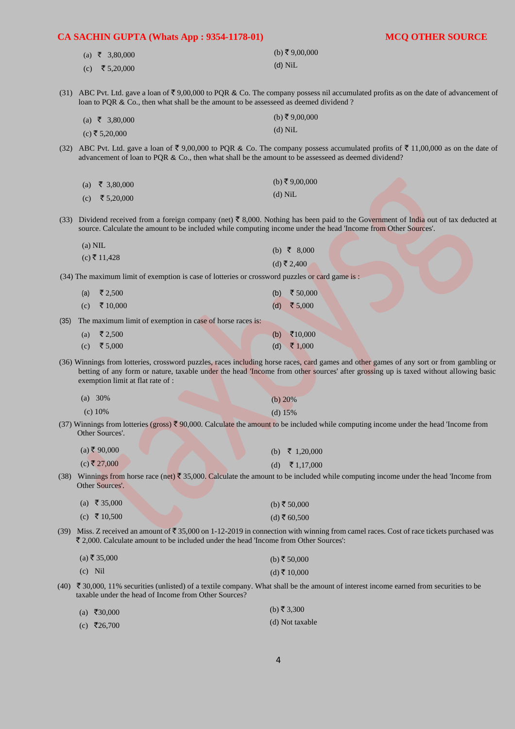(a) ₹ 3,80,000

(b) ₹ 9,00,000

(c) ₹ 5,20,000

(d) NiL

(31) ABC Pvt. Ltd. gave a loan of ₹ 9,00,000 to PQR & Co. The company possess nil accumulated profits as on the date of advancement of loan to PQR & Co., then what shall be the amount to be assesseed as deemed dividend ?

(a) ₹ 3,80,000

(b) ₹ 9,00,000

(c) ₹ 5,20,000

(d) NiL

(32) ABC Pvt. Ltd. gave a loan of ₹ 9,00,000 to PQR & Co. The company possess accumulated profits of ₹ 11,00,000 as on the date of advancement of loan to PQR & Co., then what shall be the amount to be assesseed as deemed dividend?

(a) ₹ 3,80,000

(b) ₹ 9,00,000

(c) ₹ 5,20,000

(d) NiL

(33) Dividend received from a foreign company (net) ₹ 8,000. Nothing has been paid to the Government of India out of tax deducted at source. Calculate the amount to be included while computing income under the head 'Income from Other Sources'.

(a) NIL

(b) ₹ 8,000

(c) ₹ 11,428

(d) ₹ 2,400

(34) The maximum limit of exemption is case of lotteries or crossword puzzles or card game is :

(a) ₹ 2,500

(b) ₹ 50,000

(c) ₹ 10,000

(d) ₹ 5,000

(35) The maximum limit of exemption in case of horse races is:

(a) ₹ 2,500

(b) ₹10,000

(c) ₹ 5,000

(d) ₹ 1,000

(36) Winnings from lotteries, crossword puzzles, races including horse races, card games and other games of any sort or from gambling or betting of any form or nature, taxable under the head 'Income from other sources' after grossing up is taxed without allowing basic exemption limit at flat rate of :

(a) 30%

(b) 20%

(c) 10%

(d) 15%

(37) Winnings from lotteries (gross) ₹ 90,000. Calculate the amount to be included while computing income under the head 'Income from Other Sources'.

(a) ₹ 90,000

(b) ₹ 1,20,000

(c) ₹ 27,000

(d) ₹ 1,17,000

(38) Winnings from horse race (net) ₹ 35,000. Calculate the amount to be included while computing income under the head 'Income from Other Sources'.

(a) ₹ 35,000

(b) ₹ 50,000

(c) ₹ 10,500

(d) ₹ 60,500

(39) Miss. Z received an amount of ₹ 35,000 on 1-12-2019 in connection with winning from camel races. Cost of race tickets purchased was ₹ 2,000. Calculate amount to be included under the head 'Income from Other Sources':

(a) ₹ 35,000

(b) ₹ 50,000

(c) Nil

(d) ₹ 10,000

(40) ₹ 30,000, 11% securities (unlisted) of a textile company. What shall be the amount of interest income earned from securities to be taxable under the head of Income from Other Sources?

(a) ₹30,000

(b) ₹ 3,300

(c) ₹26,700

(d) Not taxable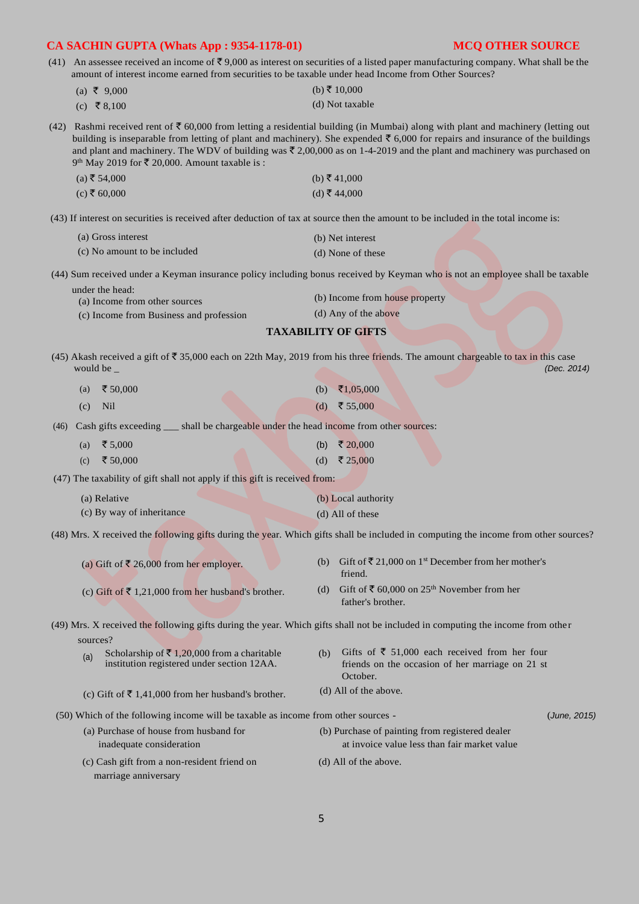(41) An assessee received an income of ₹ 9,000 as interest on securities of a listed paper manufacturing company. What shall be the amount of interest income earned from securities to be taxable under head Income from Other Sources?

(a) ₹ 9,000
(b) ₹ 10,000
(c) ₹ 8,100
(d) Not taxable

(42) Rashmi received rent of ₹ 60,000 from letting a residential building (in Mumbai) along with plant and machinery (letting out building is inseparable from letting of plant and machinery). She expended ₹ 6,000 for repairs and insurance of the buildings and plant and machinery. The WDV of building was ₹ 2,00,000 as on 1-4-2019 and the plant and machinery was purchased on 9th May 2019 for ₹ 20,000. Amount taxable is :

(a) ₹ 54,000
(b) ₹ 41,000
(c) ₹ 60,000
(d) ₹ 44,000

(43) If interest on securities is received after deduction of tax at source then the amount to be included in the total income is:

(a) Gross interest
(b) Net interest
(c) No amount to be included
(d) None of these

(44) Sum received under a Keyman insurance policy including bonus received by Keyman who is not an employee shall be taxable under the head:

(a) Income from other sources
(b) Income from house property
(c) Income from Business and profession
(d) Any of the above

### TAXABILITY OF GIFTS

(45) Akash received a gift of ₹ 35,000 each on 22th May, 2019 from his three friends. The amount chargeable to tax in this case would be _ *(Dec. 2014)*

(a) ₹ 50,000
(b) ₹1,05,000
(c) Nil
(d) ₹ 55,000

(46) Cash gifts exceeding ___ shall be chargeable under the head income from other sources:

(a) ₹ 5,000
(b) ₹ 20,000
(c) ₹ 50,000
(d) ₹ 25,000

(47) The taxability of gift shall not apply if this gift is received from:

(a) Relative
(b) Local authority
(c) By way of inheritance
(d) All of these

(48) Mrs. X received the following gifts during the year. Which gifts shall be included in computing the income from other sources?

(a) Gift of ₹ 26,000 from her employer.
(b) Gift of ₹ 21,000 on 1st December from her mother's friend.
(c) Gift of ₹ 1,21,000 from her husband's brother.
(d) Gift of ₹ 60,000 on 25th November from her father's brother.

(49) Mrs. X received the following gifts during the year. Which gifts shall not be included in computing the income from other sources?

(a) Scholarship of ₹ 1,20,000 from a charitable institution registered under section 12AA.
(b) Gifts of ₹ 51,000 each received from her four friends on the occasion of her marriage on 21 st October.
(c) Gift of ₹ 1,41,000 from her husband's brother.
(d) All of the above.

(50) Which of the following income will be taxable as income from other sources - *(June, 2015)*

(a) Purchase of house from husband for inadequate consideration
(b) Purchase of painting from registered dealer at invoice value less than fair market value
(c) Cash gift from a non-resident friend on marriage anniversary
(d) All of the above.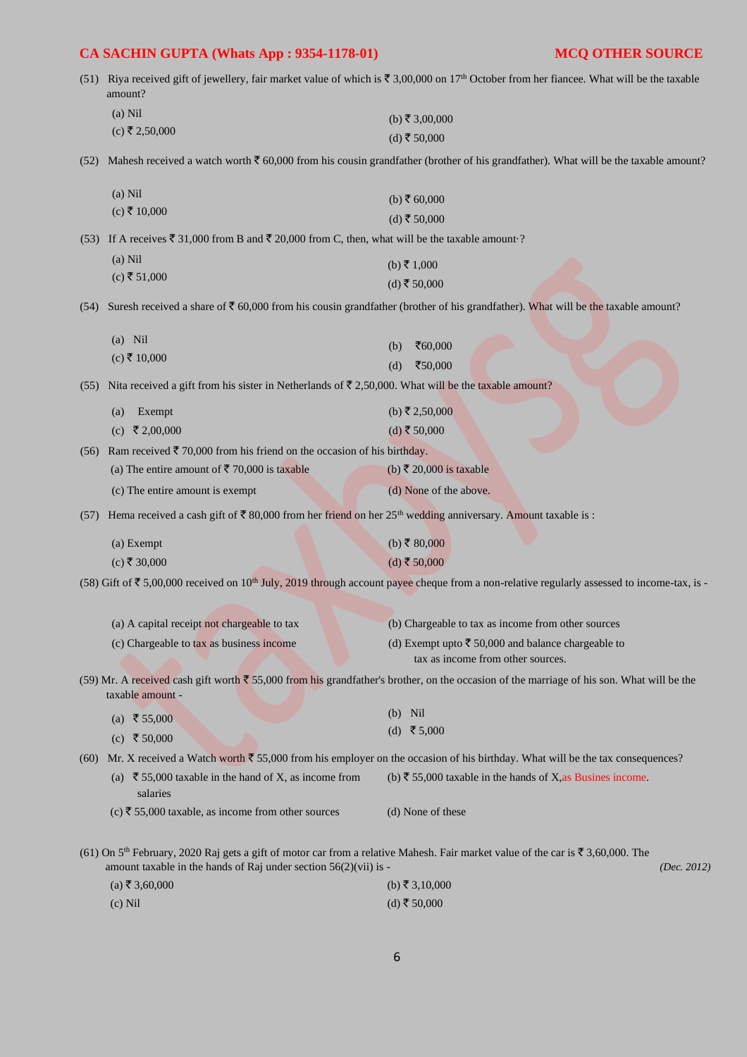(51) Riya received gift of jewellery, fair market value of which is ₹ 3,00,000 on 17th October from her fiancee. What will be the taxable amount?

(a) Nil
(b) ₹ 3,00,000
(c) ₹ 2,50,000
(d) ₹ 50,000

(52) Mahesh received a watch worth ₹ 60,000 from his cousin grandfather (brother of his grandfather). What will be the taxable amount?

(a) Nil
(b) ₹ 60,000
(c) ₹ 10,000
(d) ₹ 50,000

(53) If A receives ₹ 31,000 from B and ₹ 20,000 from C, then, what will be the taxable amount·?

(a) Nil
(b) ₹ 1,000
(c) ₹ 51,000
(d) ₹ 50,000

(54) Suresh received a share of ₹ 60,000 from his cousin grandfather (brother of his grandfather). What will be the taxable amount?

(a) Nil
(b) ₹60,000
(c) ₹ 10,000
(d) ₹50,000

(55) Nita received a gift from his sister in Netherlands of ₹ 2,50,000. What will be the taxable amount?

(a) Exempt
(b) ₹ 2,50,000
(c) ₹ 2,00,000
(d) ₹ 50,000

(56) Ram received ₹ 70,000 from his friend on the occasion of his birthday.

(a) The entire amount of ₹ 70,000 is taxable
(b) ₹ 20,000 is taxable
(c) The entire amount is exempt
(d) None of the above.

(57) Hema received a cash gift of ₹ 80,000 from her friend on her 25th wedding anniversary. Amount taxable is :

(a) Exempt
(b) ₹ 80,000
(c) ₹ 30,000
(d) ₹ 50,000

(58) Gift of ₹ 5,00,000 received on 10th July, 2019 through account payee cheque from a non-relative regularly assessed to income-tax, is -

(a) A capital receipt not chargeable to tax
(b) Chargeable to tax as income from other sources
(c) Chargeable to tax as business income
(d) Exempt upto ₹ 50,000 and balance chargeable to tax as income from other sources.

(59) Mr. A received cash gift worth ₹ 55,000 from his grandfather's brother, on the occasion of the marriage of his son. What will be the taxable amount -

(a) ₹ 55,000
(b) Nil
(c) ₹ 50,000
(d) ₹ 5,000

(60) Mr. X received a Watch worth ₹ 55,000 from his employer on the occasion of his birthday. What will be the tax consequences?

(a) ₹ 55,000 taxable in the hand of X, as income from salaries
(b) ₹ 55,000 taxable in the hands of X,as Busines income.
(c) ₹ 55,000 taxable, as income from other sources
(d) None of these

(61) On 5th February, 2020 Raj gets a gift of motor car from a relative Mahesh. Fair market value of the car is ₹ 3,60,000. The amount taxable in the hands of Raj under section 56(2)(vii) is - *(Dec. 2012)*

(a) ₹ 3,60,000
(b) ₹ 3,10,000
(c) Nil
(d) ₹ 50,000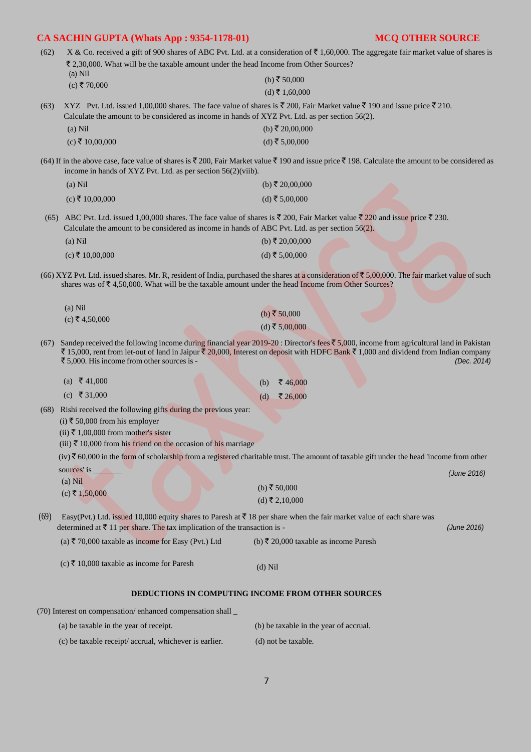(62) X & Co. received a gift of 900 shares of ABC Pvt. Ltd. at a consideration of ₹ 1,60,000. The aggregate fair market value of shares is ₹ 2,30,000. What will be the taxable amount under the head Income from Other Sources?

(a) Nil
(b) ₹ 50,000
(c) ₹ 70,000
(d) ₹ 1,60,000

(63) XYZ Pvt. Ltd. issued 1,00,000 shares. The face value of shares is ₹ 200, Fair Market value ₹ 190 and issue price ₹ 210. Calculate the amount to be considered as income in hands of XYZ Pvt. Ltd. as per section 56(2).

(a) Nil
(b) ₹ 20,00,000
(c) ₹ 10,00,000
(d) ₹ 5,00,000

(64) If in the above case, face value of shares is ₹ 200, Fair Market value ₹ 190 and issue price ₹ 198. Calculate the amount to be considered as income in hands of XYZ Pvt. Ltd. as per section 56(2)(viib).

(a) Nil
(b) ₹ 20,00,000
(c) ₹ 10,00,000
(d) ₹ 5,00,000

(65) ABC Pvt. Ltd. issued 1,00,000 shares. The face value of shares is ₹ 200, Fair Market value ₹ 220 and issue price ₹ 230. Calculate the amount to be considered as income in hands of ABC Pvt. Ltd. as per section 56(2).

(a) Nil
(b) ₹ 20,00,000
(c) ₹ 10,00,000
(d) ₹ 5,00,000

(66) XYZ Pvt. Ltd. issued shares. Mr. R, resident of India, purchased the shares at a consideration of ₹ 5,00,000. The fair market value of such shares was of ₹ 4,50,000. What will be the taxable amount under the head Income from Other Sources?

(a) Nil
(b) ₹ 50,000
(c) ₹ 4,50,000
(d) ₹ 5,00,000

(67) Sandep received the following income during financial year 2019-20 : Director's fees ₹ 5,000, income from agricultural land in Pakistan ₹ 15,000, rent from let-out of land in Jaipur ₹ 20,000, Interest on deposit with HDFC Bank ₹ 1,000 and dividend from Indian company ₹ 5,000. His income from other sources is - *(Dec. 2014)*

(a) ₹ 41,000
(b) ₹ 46,000
(c) ₹ 31,000
(d) ₹ 26,000

(68) Rishi received the following gifts during the previous year:
(i) ₹ 50,000 from his employer
(ii) ₹ 1,00,000 from mother's sister
(iii) ₹ 10,000 from his friend on the occasion of his marriage
(iv) ₹ 60,000 in the form of scholarship from a registered charitable trust. The amount of taxable gift under the head 'income from other sources' is _______ *(June 2016)*

(a) Nil
(b) ₹ 50,000
(c) ₹ 1,50,000
(d) ₹ 2,10,000

(69) Easy(Pvt.) Ltd. issued 10,000 equity shares to Paresh at ₹ 18 per share when the fair market value of each share was determined at ₹ 11 per share. The tax implication of the transaction is - *(June 2016)*

(a) ₹ 70,000 taxable as income for Easy (Pvt.) Ltd
(b) ₹ 20,000 taxable as income Paresh
(c) ₹ 10,000 taxable as income for Paresh
(d) Nil

## DEDUCTIONS IN COMPUTING INCOME FROM OTHER SOURCES

(70) Interest on compensation/ enhanced compensation shall _

(a) be taxable in the year of receipt.
(b) be taxable in the year of accrual.
(c) be taxable receipt/ accrual, whichever is earlier.
(d) not be taxable.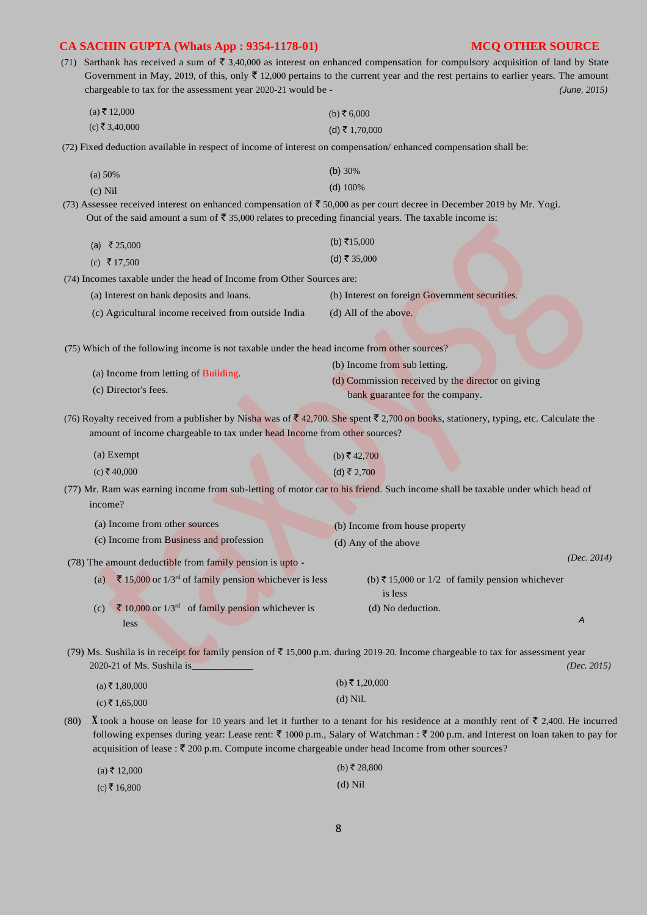(71) Sarthank has received a sum of ₹ 3,40,000 as interest on enhanced compensation for compulsory acquisition of land by State Government in May, 2019, of this, only ₹ 12,000 pertains to the current year and the rest pertains to earlier years. The amount chargeable to tax for the assessment year 2020-21 would be - *(June, 2015)*

(a) ₹ 12,000 (b) ₹ 6,000
(c) ₹ 3,40,000 (d) ₹ 1,70,000

(72) Fixed deduction available in respect of income of interest on compensation/ enhanced compensation shall be:

(a) 50% (b) 30%
(c) Nil (d) 100%

(73) Assessee received interest on enhanced compensation of ₹ 50,000 as per court decree in December 2019 by Mr. Yogi. Out of the said amount a sum of ₹ 35,000 relates to preceding financial years. The taxable income is:

(a) ₹ 25,000 (b) ₹15,000
(c) ₹ 17,500 (d) ₹ 35,000

(74) Incomes taxable under the head of Income from Other Sources are:

(a) Interest on bank deposits and loans. (b) Interest on foreign Government securities.
(c) Agricultural income received from outside India (d) All of the above.

(75) Which of the following income is not taxable under the head income from other sources?

(a) Income from letting of Building. (b) Income from sub letting.
(c) Director's fees. (d) Commission received by the director on giving bank guarantee for the company.

(76) Royalty received from a publisher by Nisha was of ₹ 42,700. She spent ₹ 2,700 on books, stationery, typing, etc. Calculate the amount of income chargeable to tax under head Income from other sources?

(a) Exempt (b) ₹ 42,700
(c) ₹ 40,000 (d) ₹ 2,700

(77) Mr. Ram was earning income from sub-letting of motor car to his friend. Such income shall be taxable under which head of income?

(a) Income from other sources (b) Income from house property
(c) Income from Business and profession (d) Any of the above

(78) The amount deductible from family pension is upto - *(Dec. 2014)*

(a) ₹ 15,000 or 1/3rd of family pension whichever is less (b) ₹ 15,000 or 1/2 of family pension whichever is less
(c) ₹ 10,000 or 1/3rd of family pension whichever is less (d) No deduction.

A

(79) Ms. Sushila is in receipt for family pension of ₹ 15,000 p.m. during 2019-20. Income chargeable to tax for assessment year 2020-21 of Ms. Sushila is____________ *(Dec. 2015)*

(a) ₹ 1,80,000 (b) ₹ 1,20,000
(c) ₹ 1,65,000 (d) Nil.

(80) X took a house on lease for 10 years and let it further to a tenant for his residence at a monthly rent of ₹ 2,400. He incurred following expenses during year: Lease rent: ₹ 1000 p.m., Salary of Watchman : ₹ 200 p.m. and Interest on loan taken to pay for acquisition of lease : ₹ 200 p.m. Compute income chargeable under head Income from other sources?

(a) ₹ 12,000 (b) ₹ 28,800
(c) ₹ 16,800 (d) Nil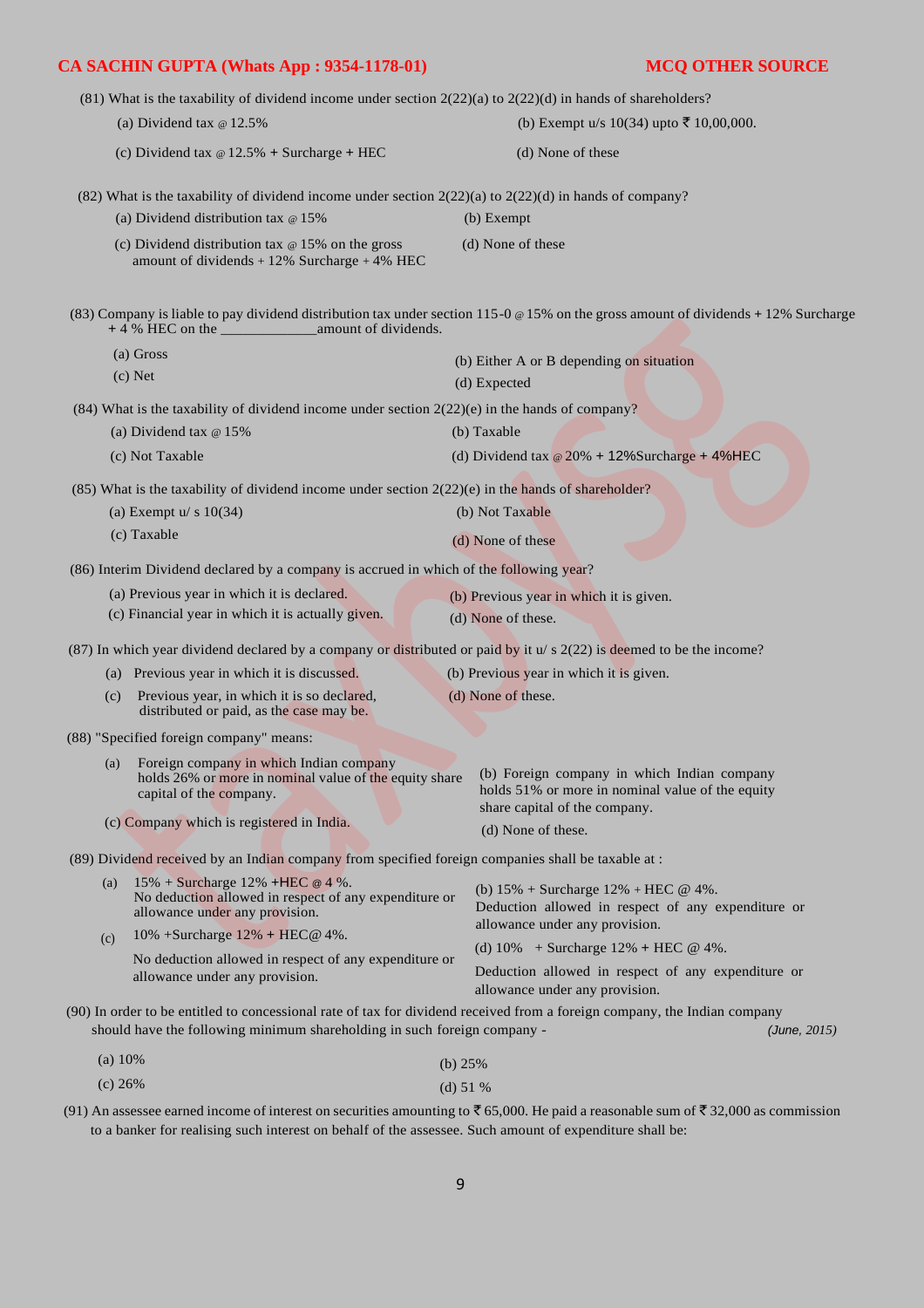(81) What is the taxability of dividend income under section 2(22)(a) to 2(22)(d) in hands of shareholders?

(a) Dividend tax @ 12.5%

(b) Exempt u/s 10(34) upto ₹ 10,00,000.

(c) Dividend tax @ 12.5% + Surcharge + HEC

(d) None of these

(82) What is the taxability of dividend income under section 2(22)(a) to 2(22)(d) in hands of company?

(a) Dividend distribution tax @ 15%

(b) Exempt

(c) Dividend distribution tax @ 15% on the gross amount of dividends + 12% Surcharge + 4% HEC

(d) None of these

(83) Company is liable to pay dividend distribution tax under section 115-0 @ 15% on the gross amount of dividends + 12% Surcharge + 4 % HEC on the _____________amount of dividends.

(a) Gross

(b) Either A or B depending on situation

(c) Net

(d) Expected

(84) What is the taxability of dividend income under section 2(22)(e) in the hands of company?

(a) Dividend tax @ 15%

(b) Taxable

(c) Not Taxable

(d) Dividend tax @ 20% + 12%Surcharge + 4%HEC

(85) What is the taxability of dividend income under section 2(22)(e) in the hands of shareholder?

(a) Exempt u/ s 10(34)

(b) Not Taxable

(c) Taxable

(d) None of these

(86) Interim Dividend declared by a company is accrued in which of the following year?

(a) Previous year in which it is declared.

(b) Previous year in which it is given.

(c) Financial year in which it is actually given.

(d) None of these.

(87) In which year dividend declared by a company or distributed or paid by it u/ s 2(22) is deemed to be the income?

(a) Previous year in which it is discussed.

(b) Previous year in which it is given.

(c) Previous year, in which it is so declared, distributed or paid, as the case may be.

(d) None of these.

(88) "Specified foreign company" means:

(a) Foreign company in which Indian company holds 26% or more in nominal value of the equity share capital of the company.

(b) Foreign company in which Indian company holds 51% or more in nominal value of the equity share capital of the company.

(c) Company which is registered in India.

(d) None of these.

(89) Dividend received by an Indian company from specified foreign companies shall be taxable at :

(a) 15% + Surcharge 12% +HEC @ 4 %. No deduction allowed in respect of any expenditure or allowance under any provision.

(b) 15% + Surcharge 12% + HEC @ 4%. Deduction allowed in respect of any expenditure or allowance under any provision.

(c) 10% +Surcharge 12% + HEC@ 4%. No deduction allowed in respect of any expenditure or allowance under any provision.

(d) 10% + Surcharge 12% + HEC @ 4%. Deduction allowed in respect of any expenditure or allowance under any provision.

(90) In order to be entitled to concessional rate of tax for dividend received from a foreign company, the Indian company should have the following minimum shareholding in such foreign company - *(June, 2015)*

(a) 10%

(b) 25%

(c) 26%

(d) 51 %

(91) An assessee earned income of interest on securities amounting to ₹ 65,000. He paid a reasonable sum of ₹ 32,000 as commission to a banker for realising such interest on behalf of the assessee. Such amount of expenditure shall be: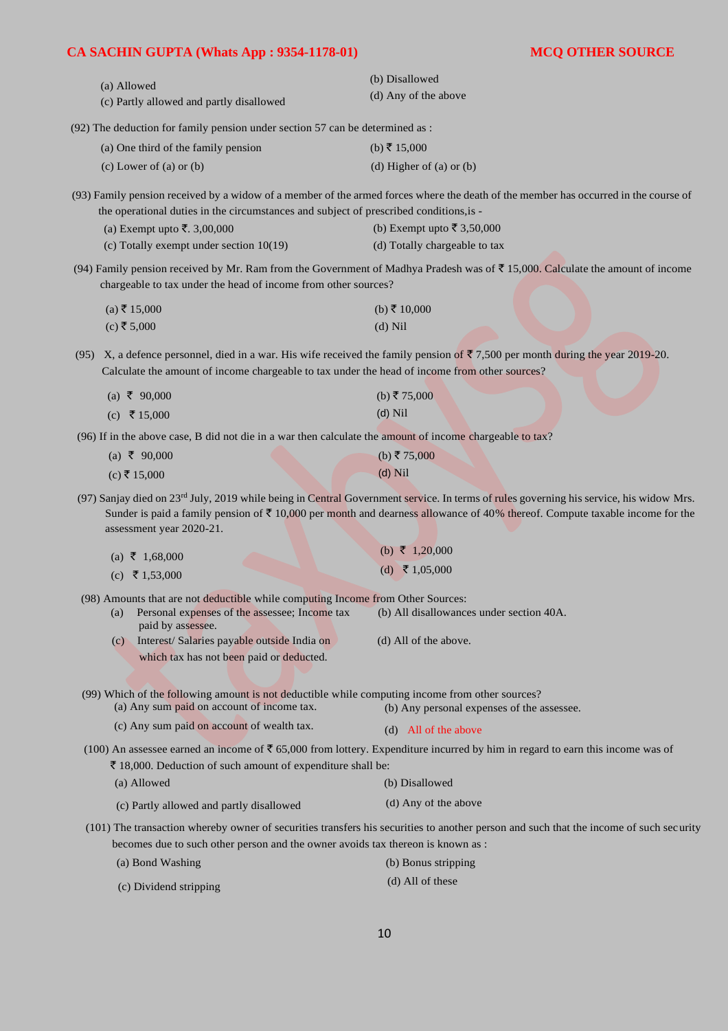(a) Allowed

(b) Disallowed

(c) Partly allowed and partly disallowed

(d) Any of the above

(92) The deduction for family pension under section 57 can be determined as :

(a) One third of the family pension

(b) ₹ 15,000

(c) Lower of (a) or (b)

(d) Higher of (a) or (b)

(93) Family pension received by a widow of a member of the armed forces where the death of the member has occurred in the course of the operational duties in the circumstances and subject of prescribed conditions,is -

(a) Exempt upto ₹. 3,00,000

(b) Exempt upto ₹ 3,50,000

(c) Totally exempt under section 10(19)

(d) Totally chargeable to tax

(94) Family pension received by Mr. Ram from the Government of Madhya Pradesh was of ₹ 15,000. Calculate the amount of income chargeable to tax under the head of income from other sources?

(a) ₹ 15,000

(b) ₹ 10,000

(c) ₹ 5,000

(d) Nil

(95) X, a defence personnel, died in a war. His wife received the family pension of ₹ 7,500 per month during the year 2019-20. Calculate the amount of income chargeable to tax under the head of income from other sources?

(a) ₹ 90,000

(b) ₹ 75,000

(c) ₹ 15,000

(d) Nil

(96) If in the above case, B did not die in a war then calculate the amount of income chargeable to tax?

(a) ₹ 90,000

(b) ₹ 75,000

(c) ₹ 15,000

(d) Nil

(97) Sanjay died on 23rd July, 2019 while being in Central Government service. In terms of rules governing his service, his widow Mrs. Sunder is paid a family pension of ₹ 10,000 per month and dearness allowance of 40% thereof. Compute taxable income for the assessment year 2020-21.

(a) ₹ 1,68,000

(b) ₹ 1,20,000

(c) ₹ 1,53,000

(d) ₹ 1,05,000

(98) Amounts that are not deductible while computing Income from Other Sources:

(a) Personal expenses of the assessee; Income tax paid by assessee.

(b) All disallowances under section 40A.

(c) Interest/ Salaries payable outside India on which tax has not been paid or deducted.

(d) All of the above.

(99) Which of the following amount is not deductible while computing income from other sources?

(a) Any sum paid on account of income tax.

(b) Any personal expenses of the assessee.

(c) Any sum paid on account of wealth tax.

(d) All of the above

(100) An assessee earned an income of ₹ 65,000 from lottery. Expenditure incurred by him in regard to earn this income was of ₹ 18,000. Deduction of such amount of expenditure shall be:

(a) Allowed

(b) Disallowed

(c) Partly allowed and partly disallowed

(d) Any of the above

(101) The transaction whereby owner of securities transfers his securities to another person and such that the income of such security becomes due to such other person and the owner avoids tax thereon is known as :

(a) Bond Washing

(b) Bonus stripping

(c) Dividend stripping

(d) All of these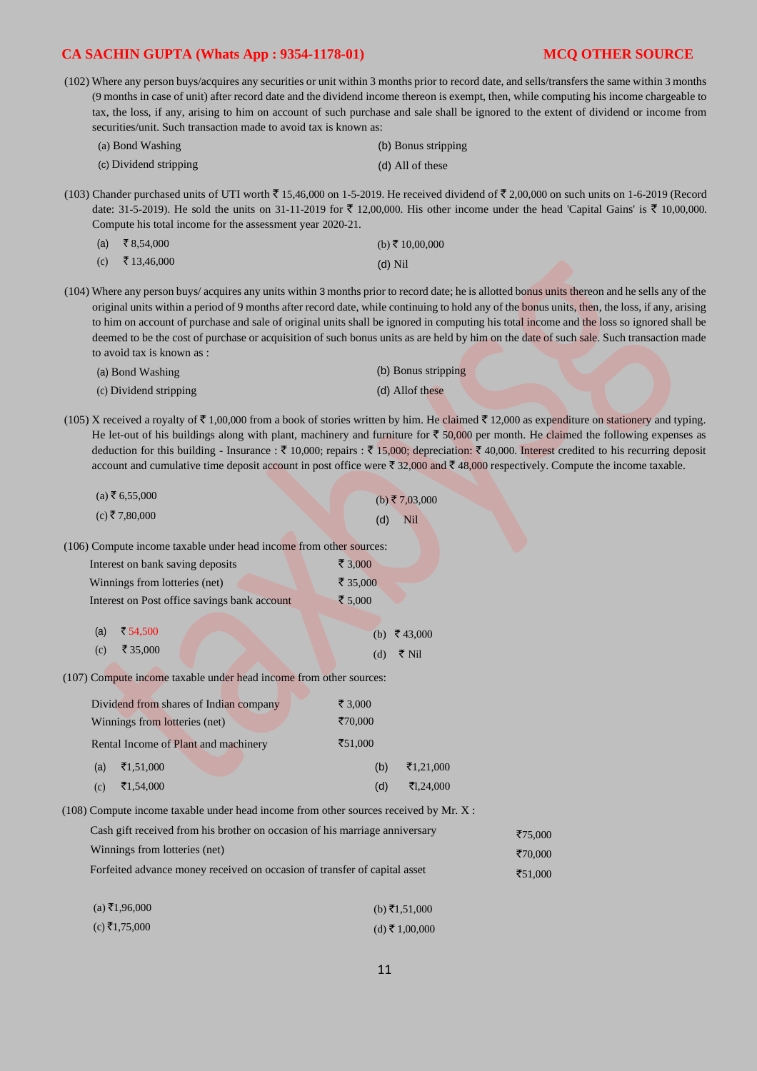(102) Where any person buys/acquires any securities or unit within 3 months prior to record date, and sells/transfers the same within 3 months (9 months in case of unit) after record date and the dividend income thereon is exempt, then, while computing his income chargeable to tax, the loss, if any, arising to him on account of such purchase and sale shall be ignored to the extent of dividend or income from securities/unit. Such transaction made to avoid tax is known as:

(a) Bond Washing
(b) Bonus stripping
(c) Dividend stripping
(d) All of these

(103) Chander purchased units of UTI worth ₹ 15,46,000 on 1-5-2019. He received dividend of ₹ 2,00,000 on such units on 1-6-2019 (Record date: 31-5-2019). He sold the units on 31-11-2019 for ₹ 12,00,000. His other income under the head 'Capital Gains' is ₹ 10,00,000. Compute his total income for the assessment year 2020-21.

(a) ₹ 8,54,000
(b) ₹ 10,00,000
(c) ₹ 13,46,000
(d) Nil

(104) Where any person buys/ acquires any units within 3 months prior to record date; he is allotted bonus units thereon and he sells any of the original units within a period of 9 months after record date, while continuing to hold any of the bonus units, then, the loss, if any, arising to him on account of purchase and sale of original units shall be ignored in computing his total income and the loss so ignored shall be deemed to be the cost of purchase or acquisition of such bonus units as are held by him on the date of such sale. Such transaction made to avoid tax is known as :

(a) Bond Washing
(b) Bonus stripping
(c) Dividend stripping
(d) Allof these

(105) X received a royalty of ₹ 1,00,000 from a book of stories written by him. He claimed ₹ 12,000 as expenditure on stationery and typing. He let-out of his buildings along with plant, machinery and furniture for ₹ 50,000 per month. He claimed the following expenses as deduction for this building - Insurance : ₹ 10,000; repairs : ₹ 15,000; depreciation: ₹ 40,000. Interest credited to his recurring deposit account and cumulative time deposit account in post office were ₹ 32,000 and ₹ 48,000 respectively. Compute the income taxable.

(a) ₹ 6,55,000
(b) ₹ 7,03,000
(c) ₹ 7,80,000
(d) Nil

(106) Compute income taxable under head income from other sources:

| | |
|---|---|
| Interest on bank saving deposits | ₹ 3,000 |
| Winnings from lotteries (net) | ₹ 35,000 |
| Interest on Post office savings bank account | ₹ 5,000 |

(a) ₹ 54,500
(b) ₹ 43,000
(c) ₹ 35,000
(d) ₹ Nil

(107) Compute income taxable under head income from other sources:

| | |
|---|---|
| Dividend from shares of Indian company | ₹ 3,000 |
| Winnings from lotteries (net) | ₹70,000 |
| Rental Income of Plant and machinery | ₹51,000 |

(a) ₹1,51,000
(b) ₹1,21,000
(c) ₹1,54,000
(d) ₹l,24,000

(108) Compute income taxable under head income from other sources received by Mr. X :

| | |
|---|---|
| Cash gift received from his brother on occasion of his marriage anniversary | ₹75,000 |
| Winnings from lotteries (net) | ₹70,000 |
| Forfeited advance money received on occasion of transfer of capital asset | ₹51,000 |

(a) ₹1,96,000
(b) ₹1,51,000
(c) ₹1,75,000
(d) ₹ 1,00,000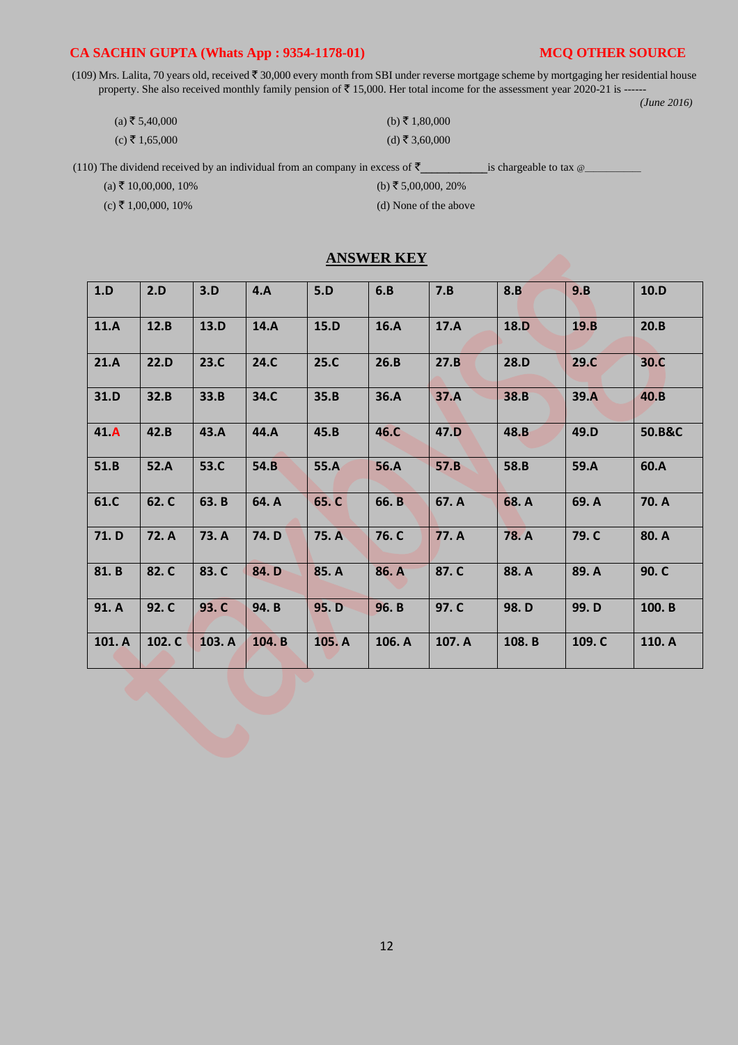(109) Mrs. Lalita, 70 years old, received ₹ 30,000 every month from SBI under reverse mortgage scheme by mortgaging her residential house property. She also received monthly family pension of ₹ 15,000. Her total income for the assessment year 2020-21 is ------

*(June 2016)*

(a) ₹ 5,40,000 (b) ₹ 1,80,000

(c) ₹ 1,65,000 (d) ₹ 3,60,000

(110) The dividend received by an individual from an company in excess of ₹___________ is chargeable to tax @__________

(a) ₹ 10,00,000, 10% (b) ₹ 5,00,000, 20%

(c) ₹ 1,00,000, 10% (d) None of the above

## ANSWER KEY

| | | | | | | | | | |
|---|---|---|---|---|---|---|---|---|---|
| 1.D | 2.D | 3.D | 4.A | 5.D | 6.B | 7.B | 8.B | 9.B | 10.D |
| 11.A | 12.B | 13.D | 14.A | 15.D | 16.A | 17.A | 18.D | 19.B | 20.B |
| 21.A | 22.D | 23.C | 24.C | 25.C | 26.B | 27.B | 28.D | 29.C | 30.C |
| 31.D | 32.B | 33.B | 34.C | 35.B | 36.A | 37.A | 38.B | 39.A | 40.B |
| 41.A | 42.B | 43.A | 44.A | 45.B | 46.C | 47.D | 48.B | 49.D | 50.B&C |
| 51.B | 52.A | 53.C | 54.B | 55.A | 56.A | 57.B | 58.B | 59.A | 60.A |
| 61.C | 62. C | 63. B | 64. A | 65. C | 66. B | 67. A | 68. A | 69. A | 70. A |
| 71. D | 72. A | 73. A | 74. D | 75. A | 76. C | 77. A | 78. A | 79. C | 80. A |
| 81. B | 82. C | 83. C | 84. D | 85. A | 86. A | 87. C | 88. A | 89. A | 90. C |
| 91. A | 92. C | 93. C | 94. B | 95. D | 96. B | 97. C | 98. D | 99. D | 100. B |
| 101. A | 102. C | 103. A | 104. B | 105. A | 106. A | 107. A | 108. B | 109. C | 110. A |